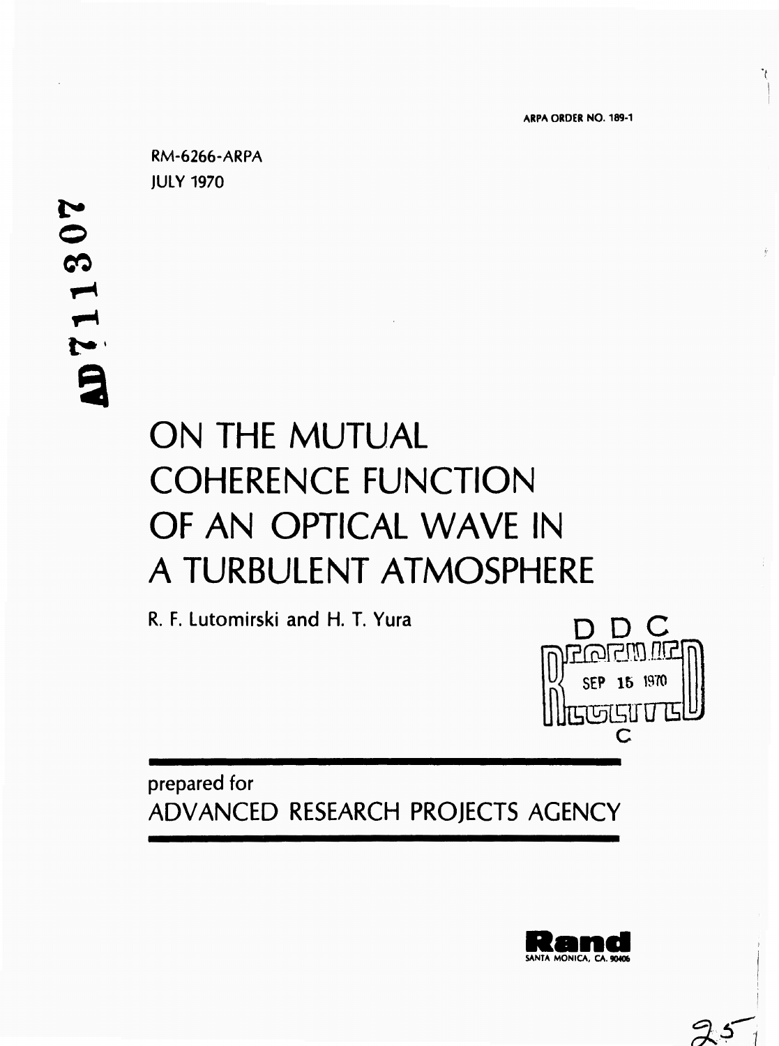ARPA ORDER NO. 189-1

RM-6266-ARPA
JULY 1970

AD711307

# ON THE MUTUAL COHERENCE FUNCTION OF AN OPTICAL WAVE IN A TURBULENT ATMOSPHERE

R. F. Lutomirski and H. T. Yura

DDC
SEP 15 1970
C

prepared for
ADVANCED RESEARCH PROJECTS AGENCY

Rand
SANTA MONICA, CA. 90406

25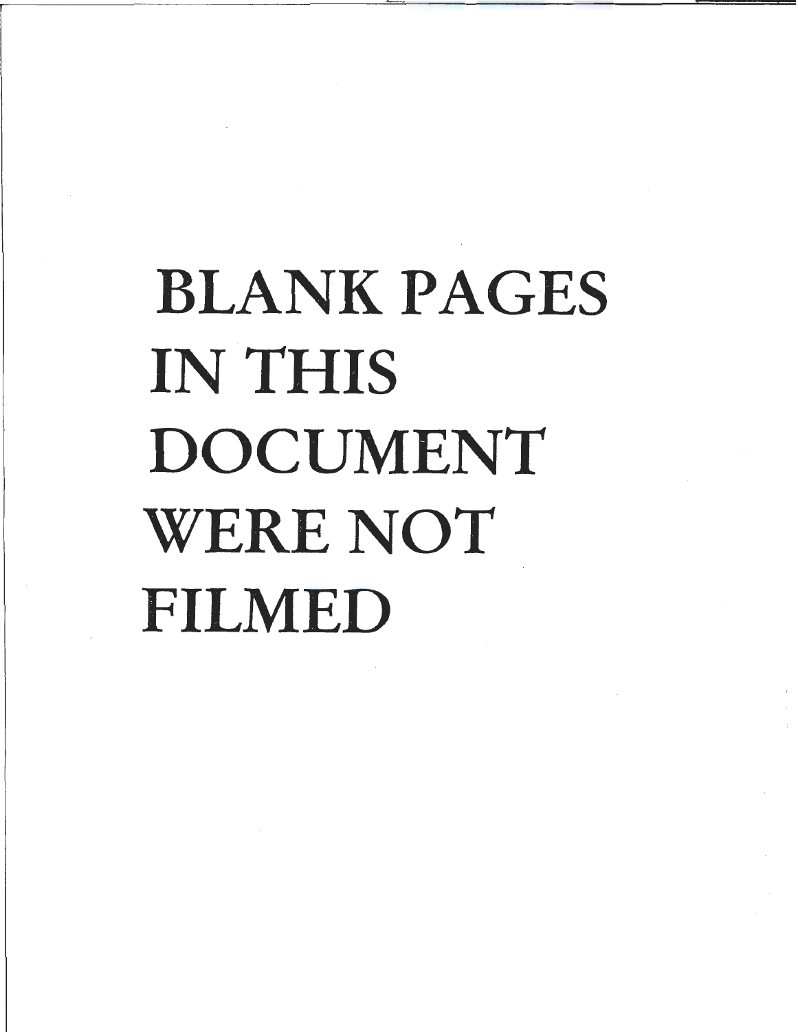BLANK PAGES IN THIS DOCUMENT WERE NOT FILMED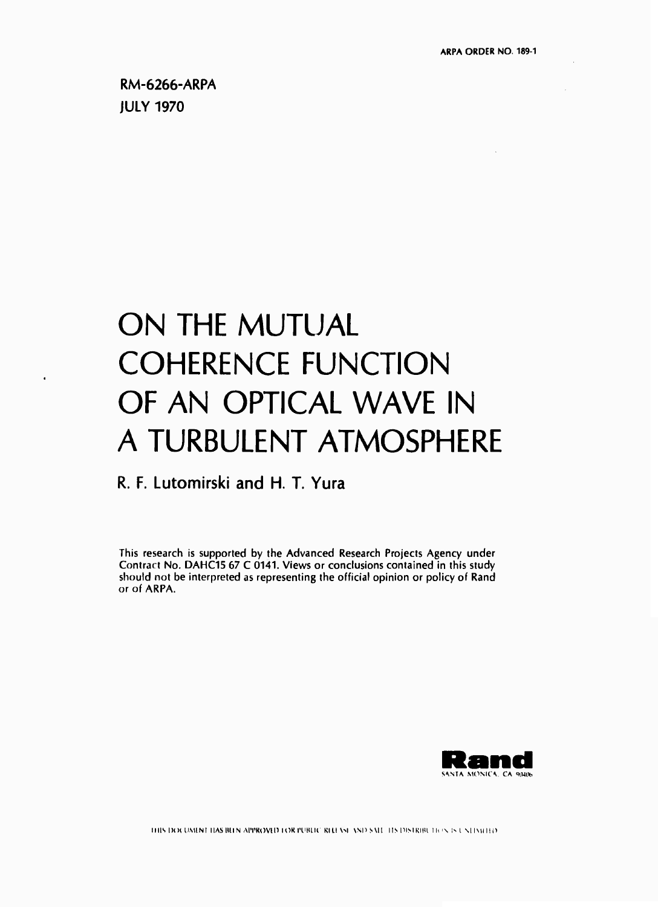ARPA ORDER NO. 189-1

RM-6266-ARPA
JULY 1970

# ON THE MUTUAL COHERENCE FUNCTION OF AN OPTICAL WAVE IN A TURBULENT ATMOSPHERE

**R. F. Lutomirski and H. T. Yura**

This research is supported by the Advanced Research Projects Agency under Contract No. DAHC15 67 C 0141. Views or conclusions contained in this study should not be interpreted as representing the official opinion or policy of Rand or of ARPA.

**Rand**
SANTA MONICA, CA 90406

THIS DOCUMENT HAS BEEN APPROVED FOR PUBLIC RELEASE AND SALE; ITS DISTRIBUTION IS UNLIMITED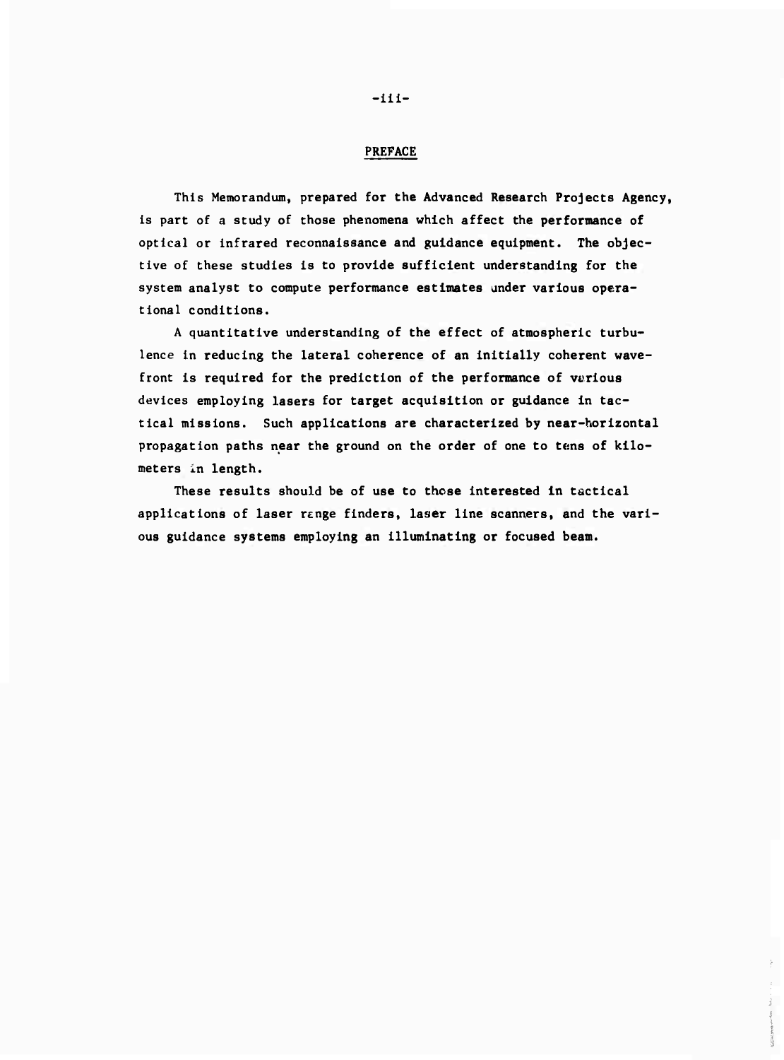## PREFACE

This Memorandum, prepared for the Advanced Research Projects Agency, is part of a study of those phenomena which affect the performance of optical or infrared reconnaissance and guidance equipment. The objective of these studies is to provide sufficient understanding for the system analyst to compute performance estimates under various operational conditions.

A quantitative understanding of the effect of atmospheric turbulence in reducing the lateral coherence of an initially coherent wavefront is required for the prediction of the performance of various devices employing lasers for target acquisition or guidance in tactical missions. Such applications are characterized by near-horizontal propagation paths near the ground on the order of one to tens of kilometers in length.

These results should be of use to those interested in tactical applications of laser range finders, laser line scanners, and the various guidance systems employing an illuminating or focused beam.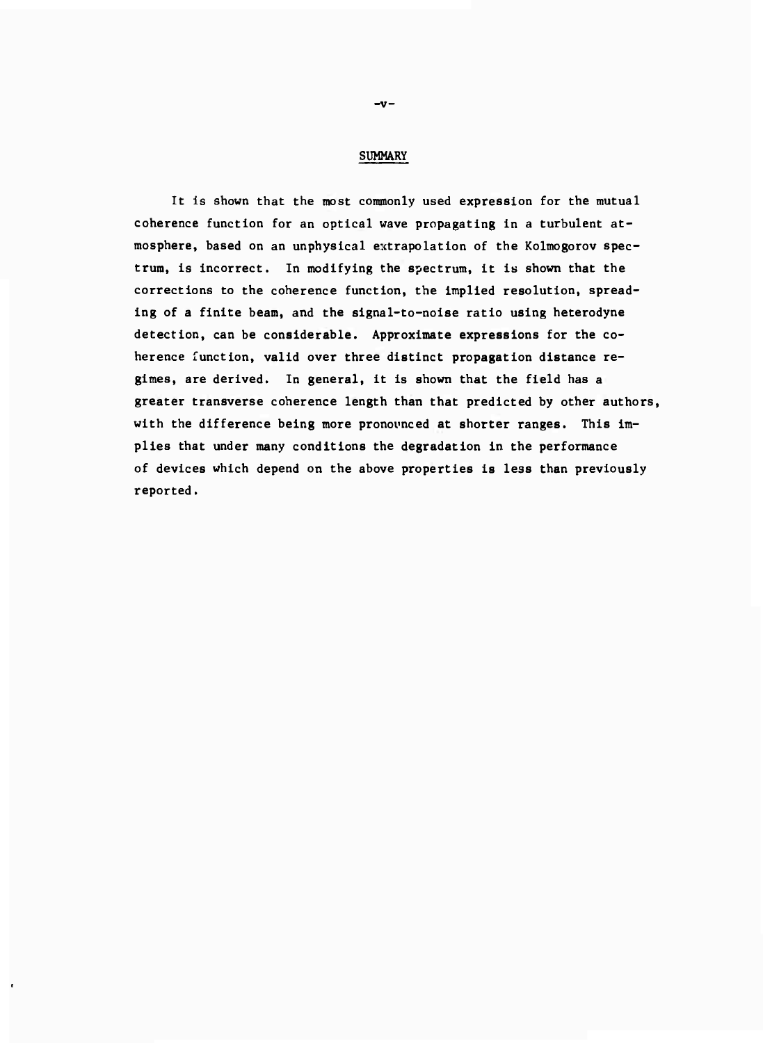## SUMMARY

It is shown that the most commonly used expression for the mutual coherence function for an optical wave propagating in a turbulent atmosphere, based on an unphysical extrapolation of the Kolmogorov spectrum, is incorrect. In modifying the spectrum, it is shown that the corrections to the coherence function, the implied resolution, spreading of a finite beam, and the signal-to-noise ratio using heterodyne detection, can be considerable. Approximate expressions for the coherence function, valid over three distinct propagation distance regimes, are derived. In general, it is shown that the field has a greater transverse coherence length than that predicted by other authors, with the difference being more pronounced at shorter ranges. This implies that under many conditions the degradation in the performance of devices which depend on the above properties is less than previously reported.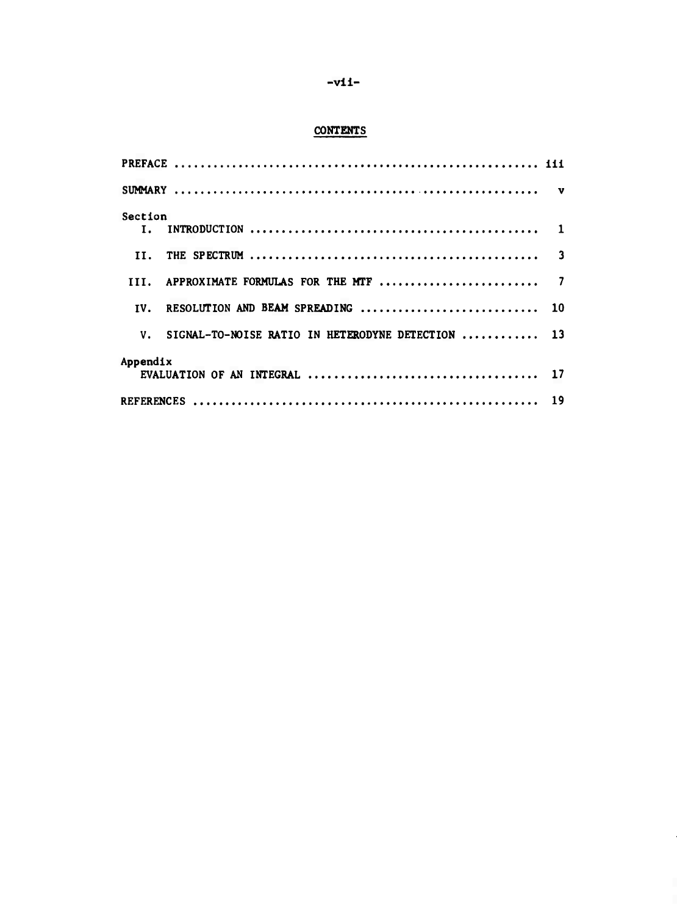## CONTENTS

PREFACE .......................................................... iii

SUMMARY .......................................................... v

Section

I. INTRODUCTION .............................................. 1

II. THE SPECTRUM .............................................. 3

III. APPROXIMATE FORMULAS FOR THE MTF ......................... 7

IV. RESOLUTION AND BEAM SPREADING ............................ 10

V. SIGNAL-TO-NOISE RATIO IN HETERODYNE DETECTION ............ 13

Appendix

EVALUATION OF AN INTEGRAL ...................................... 17

REFERENCES ....................................................... 19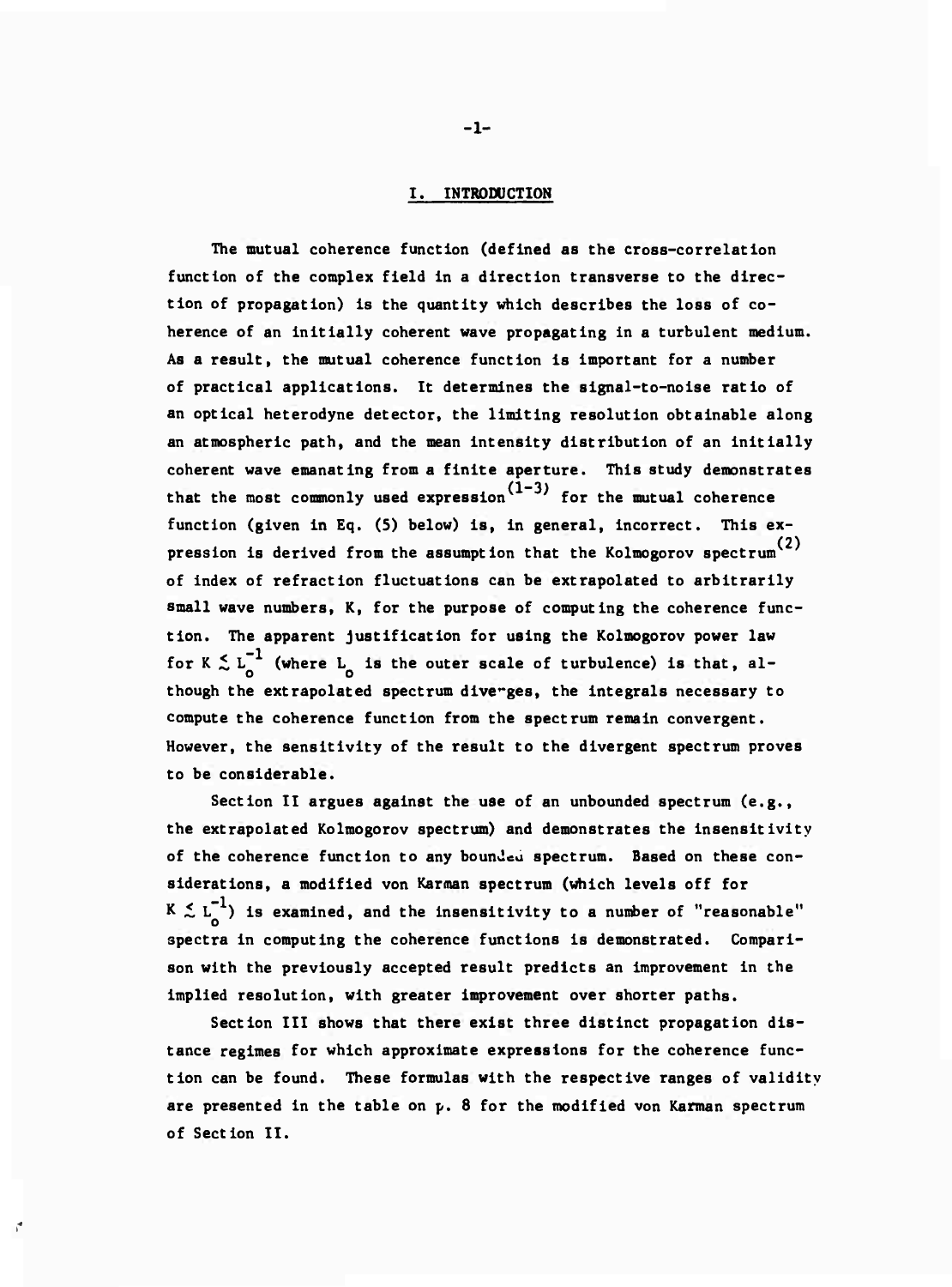## I. INTRODUCTION

The mutual coherence function (defined as the cross-correlation function of the complex field in a direction transverse to the direction of propagation) is the quantity which describes the loss of coherence of an initially coherent wave propagating in a turbulent medium. As a result, the mutual coherence function is important for a number of practical applications. It determines the signal-to-noise ratio of an optical heterodyne detector, the limiting resolution obtainable along an atmospheric path, and the mean intensity distribution of an initially coherent wave emanating from a finite aperture. This study demonstrates that the most commonly used expression[1-3] for the mutual coherence function (given in Eq. (5) below) is, in general, incorrect. This expression is derived from the assumption that the Kolmogorov spectrum[2] of index of refraction fluctuations can be extrapolated to arbitrarily small wave numbers, K, for the purpose of computing the coherence function. The apparent justification for using the Kolmogorov power law for $K \lesssim L_o^{-1}$ (where $L_o$ is the outer scale of turbulence) is that, although the extrapolated spectrum diverges, the integrals necessary to compute the coherence function from the spectrum remain convergent. However, the sensitivity of the result to the divergent spectrum proves to be considerable.

Section II argues against the use of an unbounded spectrum (e.g., the extrapolated Kolmogorov spectrum) and demonstrates the insensitivity of the coherence function to any bounded spectrum. Based on these considerations, a modified von Karman spectrum (which levels off for $K \lesssim L_o^{-1}$) is examined, and the insensitivity to a number of "reasonable" spectra in computing the coherence functions is demonstrated. Comparison with the previously accepted result predicts an improvement in the implied resolution, with greater improvement over shorter paths.

Section III shows that there exist three distinct propagation distance regimes for which approximate expressions for the coherence function can be found. These formulas with the respective ranges of validity are presented in the table on p. 8 for the modified von Karman spectrum of Section II.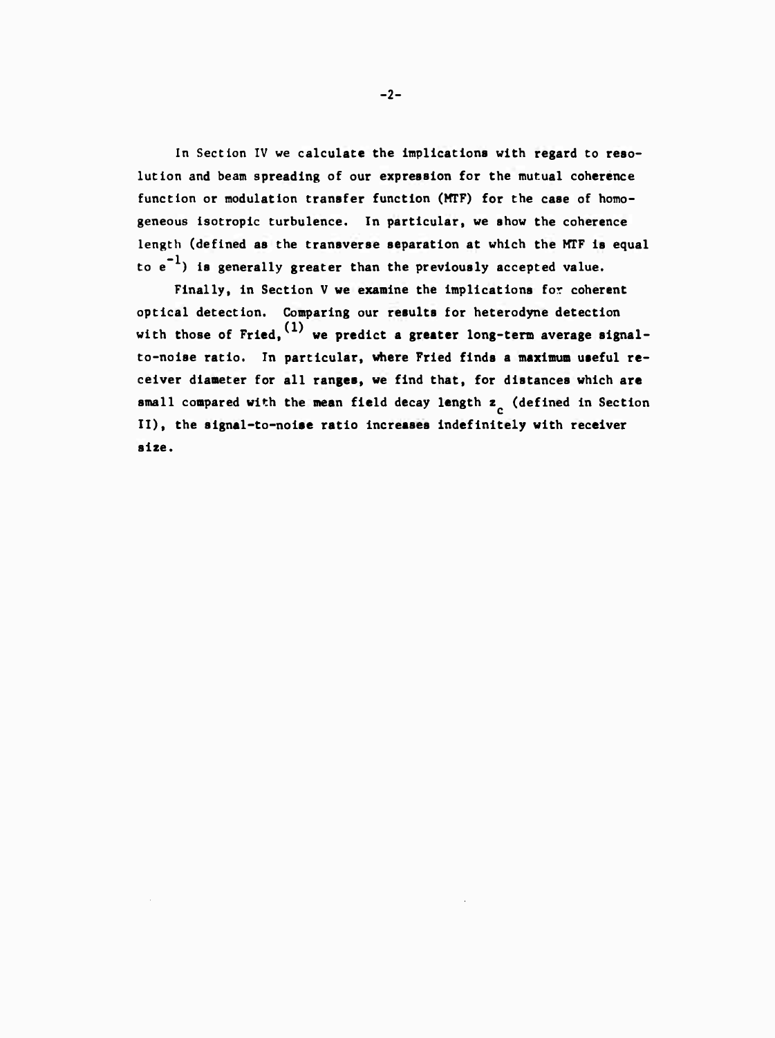In Section IV we calculate the implications with regard to resolution and beam spreading of our expression for the mutual coherence function or modulation transfer function (MTF) for the case of homogeneous isotropic turbulence. In particular, we show the coherence length (defined as the transverse separation at which the MTF is equal to $e^{-1}$) is generally greater than the previously accepted value.

Finally, in Section V we examine the implications for coherent optical detection. Comparing our results for heterodyne detection with those of Fried,[1] we predict a greater long-term average signal-to-noise ratio. In particular, where Fried finds a maximum useful receiver diameter for all ranges, we find that, for distances which are small compared with the mean field decay length $z_c$ (defined in Section II), the signal-to-noise ratio increases indefinitely with receiver size.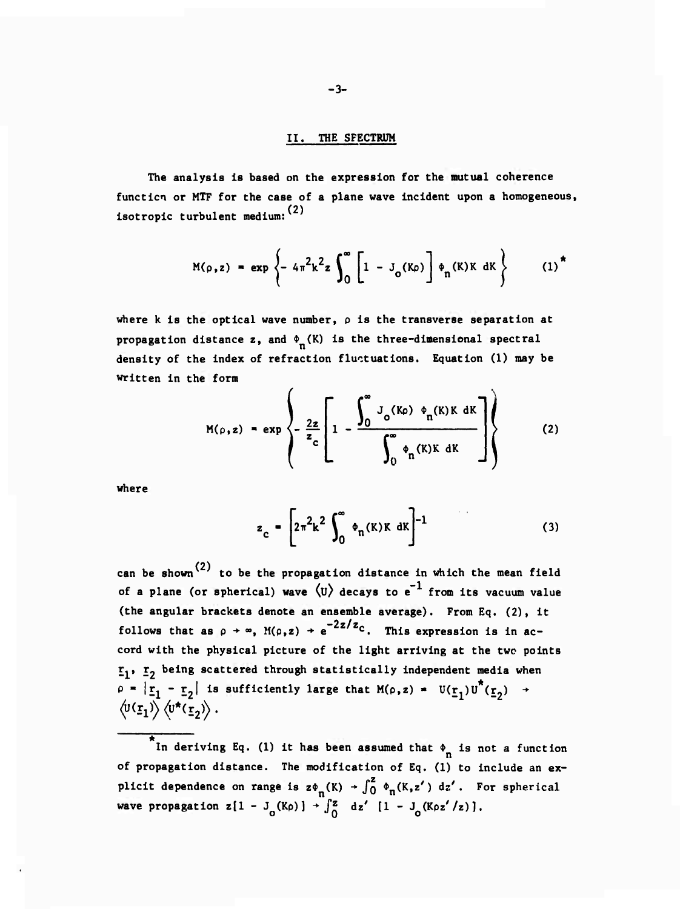## II. THE SPECTRUM

The analysis is based on the expression for the mutual coherence function or MTF for the case of a plane wave incident upon a homogeneous, isotropic turbulent medium:[2]

$$M(\rho,z) = \exp\left\{-\,4\pi^2k^2z\int_0^\infty\left[1 - J_o(K\rho)\right]\Phi_n(K)K\,dK\right\} \qquad (1)^*$$

where k is the optical wave number, $\rho$ is the transverse separation at propagation distance z, and $\Phi_n(K)$ is the three-dimensional spectral density of the index of refraction fluctuations. Equation (1) may be written in the form

$$M(\rho,z) = \exp\left\{-\,\frac{2z}{z_c}\left[1 - \frac{\int_0^\infty J_o(K\rho)\,\Phi_n(K)K\,dK}{\int_0^\infty \Phi_n(K)K\,dK}\right]\right\} \qquad (2)$$

where

$$z_c = \left[2\pi^2k^2\int_0^\infty \Phi_n(K)K\,dK\right]^{-1} \qquad (3)$$

can be shown[2] to be the propagation distance in which the mean field of a plane (or spherical) wave $\langle U\rangle$ decays to $e^{-1}$ from its vacuum value (the angular brackets denote an ensemble average). From Eq. (2), it follows that as $\rho \to \infty$, $M(\rho,z) \to e^{-2z/z_c}$. This expression is in accord with the physical picture of the light arriving at the two points $\underline{r}_1$, $\underline{r}_2$ being scattered through statistically independent media when $\rho = |\underline{r}_1 - \underline{r}_2|$ is sufficiently large that $M(\rho,z) = U(\underline{r}_1)U^*(\underline{r}_2) \to \langle U(\underline{r}_1)\rangle\langle U^*(\underline{r}_2)\rangle$.

---

*In deriving Eq. (1) it has been assumed that $\Phi_n$ is not a function of propagation distance. The modification of Eq. (1) to include an explicit dependence on range is $z\Phi_n(K) \to \int_0^z \Phi_n(K,z')\,dz'$. For spherical wave propagation $z[1 - J_o(K\rho)] \to \int_0^z dz'\,[1 - J_o(K\rho z'/z)]$.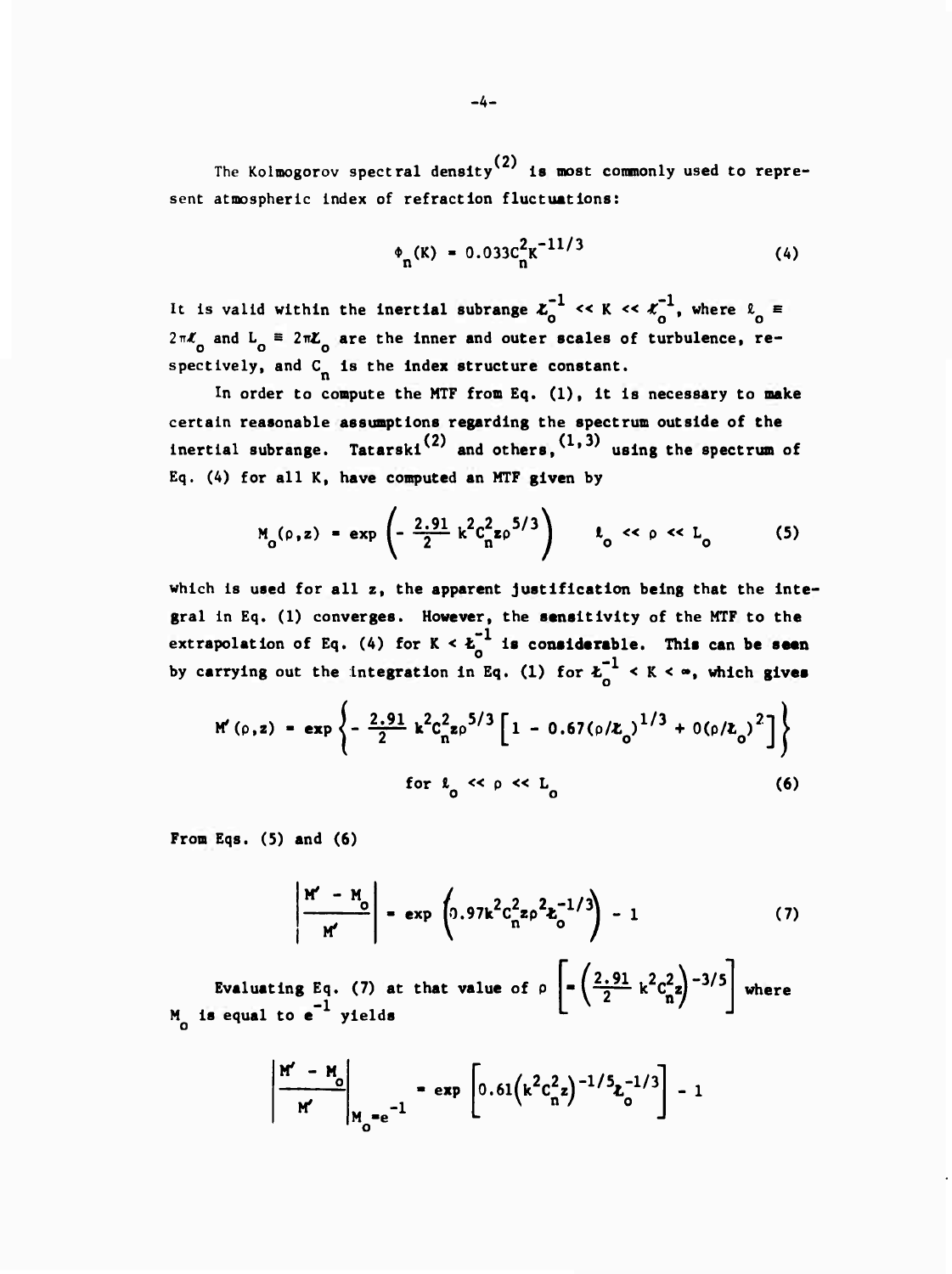The Kolmogorov spectral density[2] is most commonly used to represent atmospheric index of refraction fluctuations:

$$\Phi_n(K) = 0.033C_n^2 K^{-11/3} \tag{4}$$

It is valid within the inertial subrange $\mathcal{L}_o^{-1} << K << \ell_o^{-1}$, where $\ell_o \equiv 2\pi\ell_o$ and $L_o \equiv 2\pi\mathcal{L}_o$ are the inner and outer scales of turbulence, respectively, and $C_n$ is the index structure constant.

In order to compute the MTF from Eq. (1), it is necessary to make certain reasonable assumptions regarding the spectrum outside of the inertial subrange. Tatarski[2] and others,[1,3] using the spectrum of Eq. (4) for all K, have computed an MTF given by

$$M_o(\rho,z) = \exp\left(-\frac{2.91}{2}k^2C_n^2 z\rho^{5/3}\right) \qquad \ell_o << \rho << L_o \tag{5}$$

which is used for all z, the apparent justification being that the integral in Eq. (1) converges. However, the sensitivity of the MTF to the extrapolation of Eq. (4) for $K < \mathcal{L}_o^{-1}$ is considerable. This can be seen by carrying out the integration in Eq. (1) for $\mathcal{L}_o^{-1} < K < \infty$, which gives

$$M'(\rho,z) = \exp\left\{-\frac{2.91}{2}k^2C_n^2 z\rho^{5/3}\left[1 - 0.67(\rho/\mathcal{L}_o)^{1/3} + 0(\rho/\mathcal{L}_o)^2\right]\right\}$$

$$\text{for } \ell_o << \rho << L_o \tag{6}$$

From Eqs. (5) and (6)

$$\left|\frac{M' - M_o}{M'}\right| = \exp\left(0.97k^2C_n^2 z\rho^2\mathcal{L}_o^{-1/3}\right) - 1 \tag{7}$$

Evaluating Eq. (7) at that value of $\rho \left[= \left(\frac{2.91}{2}k^2C_n^2 z\right)^{-3/5}\right]$ where $M_o$ is equal to $e^{-1}$ yields

$$\left|\frac{M' - M_o}{M'}\right|_{M_o = e^{-1}} = \exp\left[0.61\left(k^2C_n^2 z\right)^{-1/5}\mathcal{L}_o^{-1/3}\right] - 1$$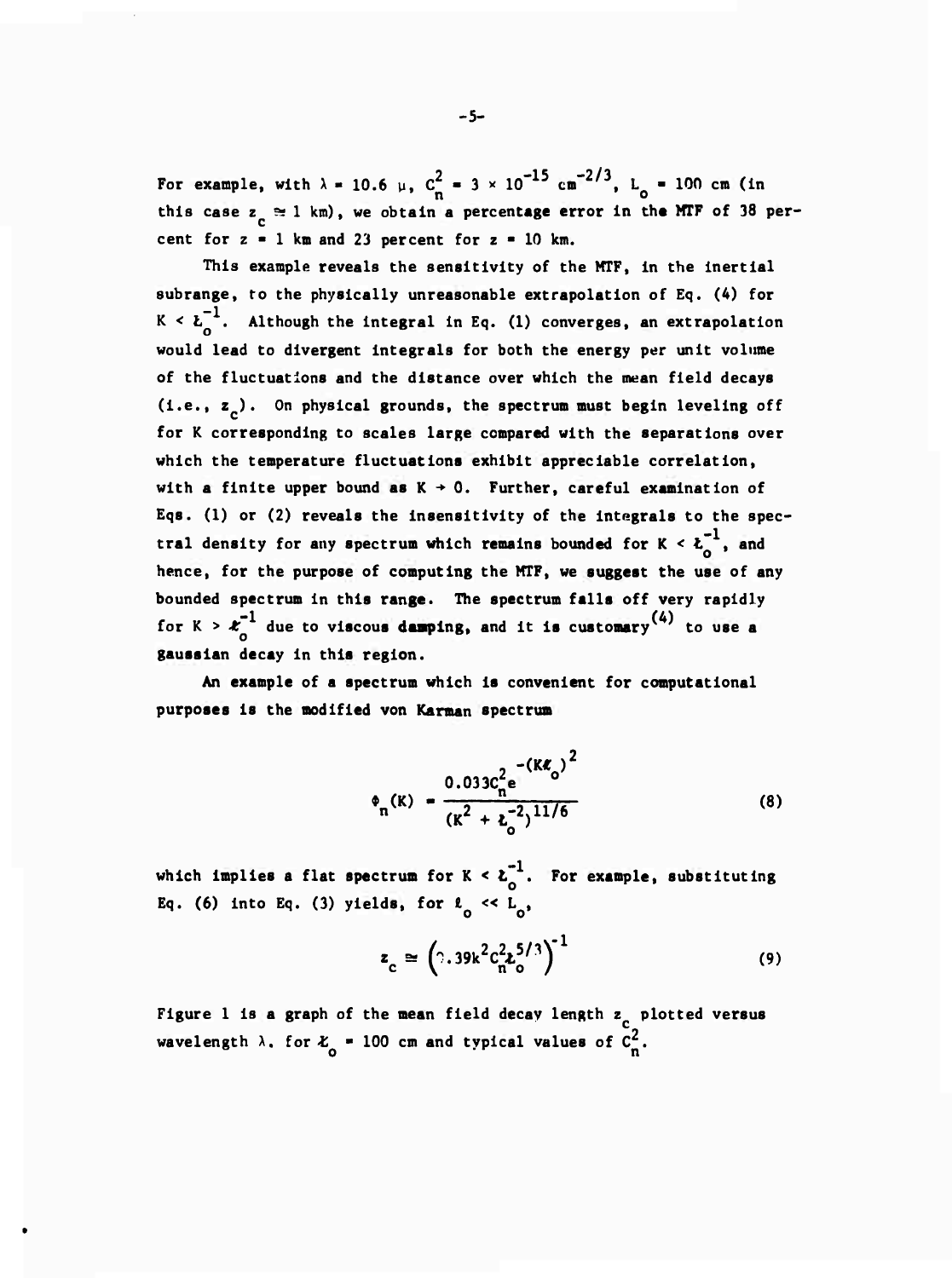For example, with $\lambda = 10.6\ \mu$, $C_n^2 = 3 \times 10^{-15}\ \text{cm}^{-2/3}$, $L_o = 100$ cm (in this case $z_c \cong 1$ km), we obtain a percentage error in the MTF of 38 percent for $z = 1$ km and 23 percent for $z = 10$ km.

This example reveals the sensitivity of the MTF, in the inertial subrange, to the physically unreasonable extrapolation of Eq. (4) for $K < \ell_o^{-1}$. Although the integral in Eq. (1) converges, an extrapolation would lead to divergent integrals for both the energy per unit volume of the fluctuations and the distance over which the mean field decays (i.e., $z_c$). On physical grounds, the spectrum must begin leveling off for K corresponding to scales large compared with the separations over which the temperature fluctuations exhibit appreciable correlation, with a finite upper bound as $K \to 0$. Further, careful examination of Eqs. (1) or (2) reveals the insensitivity of the integrals to the spectral density for any spectrum which remains bounded for $K < \ell_o^{-1}$, and hence, for the purpose of computing the MTF, we suggest the use of any bounded spectrum in this range. The spectrum falls off very rapidly for $K > \ell_o^{-1}$ due to viscous damping, and it is customary[4] to use a gaussian decay in this region.

An example of a spectrum which is convenient for computational purposes is the modified von Karman spectrum

$$\Phi_n(K) = \frac{0.033 C_n^2 e^{-(K\ell_o)^2}}{(K^2 + \ell_o^{-2})^{11/6}} \tag{8}$$

which implies a flat spectrum for $K < \ell_o^{-1}$. For example, substituting Eq. (6) into Eq. (3) yields, for $\ell_o \ll L_o$,

$$z_c \cong \left(?.39 k^2 C_n^2 \ell_o^{5/3}\right)^{-1} \tag{9}$$

Figure 1 is a graph of the mean field decay length $z_c$ plotted versus wavelength $\lambda$, for $\ell_o = 100$ cm and typical values of $C_n^2$.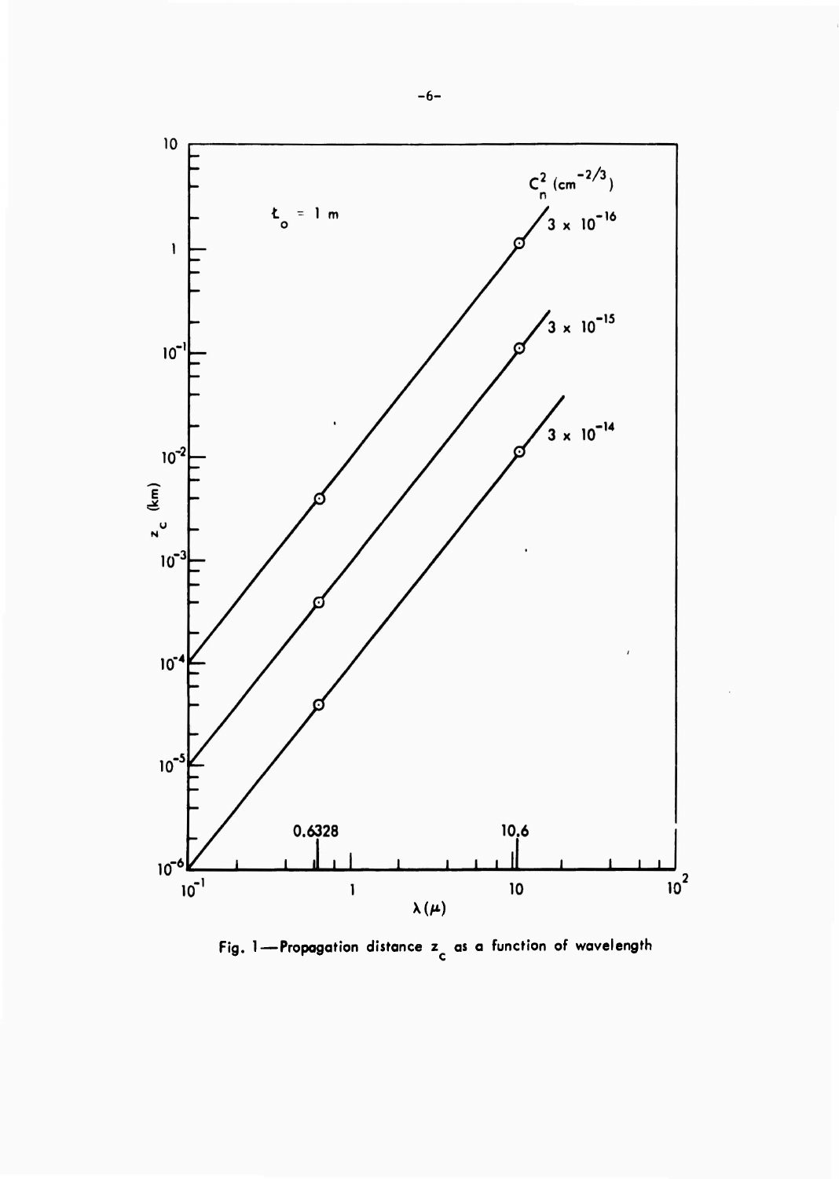Fig. 1—Propagation distance $z_c$ as a function of wavelength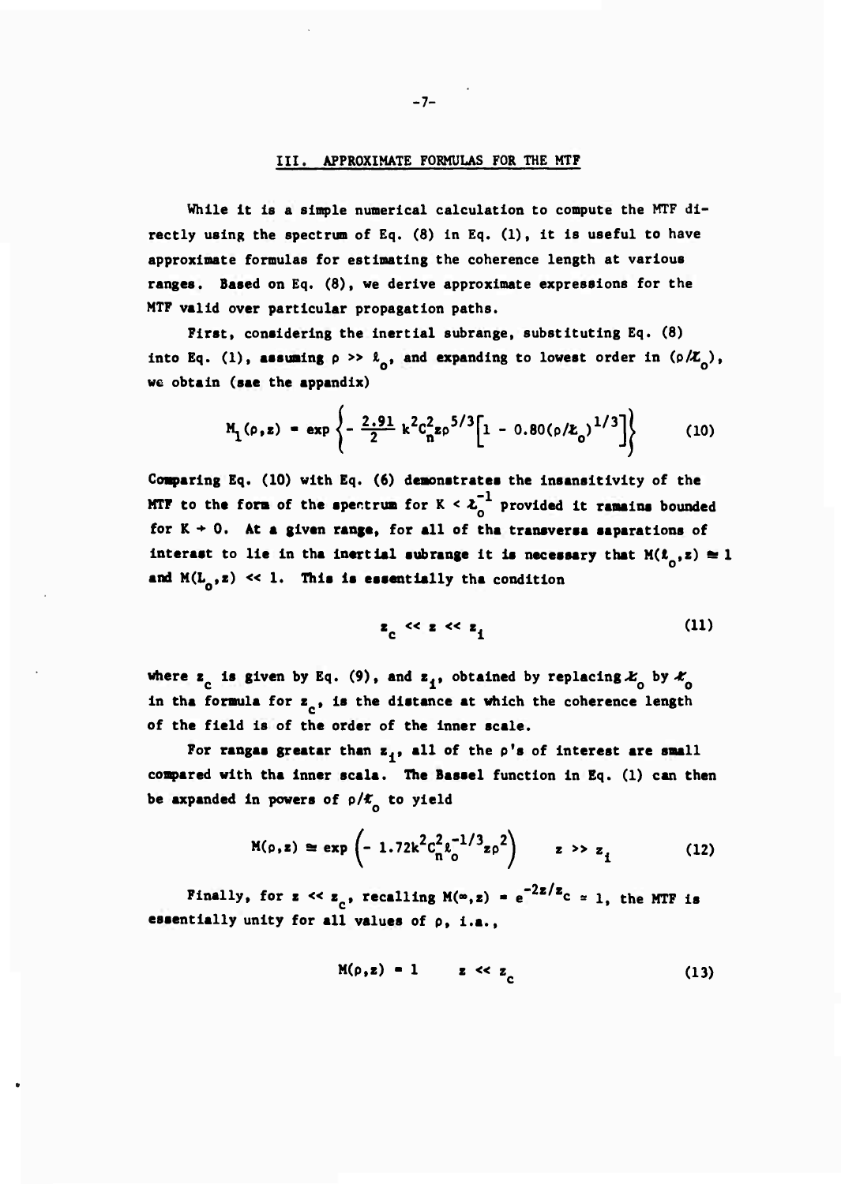## III. APPROXIMATE FORMULAS FOR THE MTF

While it is a simple numerical calculation to compute the MTF directly using the spectrum of Eq. (8) in Eq. (1), it is useful to have approximate formulas for estimating the coherence length at various ranges. Based on Eq. (8), we derive approximate expressions for the MTF valid over particular propagation paths.

First, considering the inertial subrange, substituting Eq. (8) into Eq. (1), assuming $\rho >> \ell_o$, and expanding to lowest order in $(\rho/\mathcal{L}_o)$, we obtain (see the appendix)

$$M_1(\rho,z) = \exp\left\{-\frac{2.91}{2}k^2C_n^2z\rho^{5/3}\left[1 - 0.80(\rho/\mathcal{L}_o)^{1/3}\right]\right\} \tag{10}$$

Comparing Eq. (10) with Eq. (6) demonstrates the insensitivity of the MTF to the form of the spectrum for $K < \mathcal{L}_o^{-1}$ provided it remains bounded for $K \to 0$. At a given range, for all of the transverse separations of interest to lie in the inertial subrange it is necessary that $M(\ell_o,z) \cong 1$ and $M(L_o,z) << 1$. This is essentially the condition

$$z_c << z << z_i \tag{11}$$

where $z_c$ is given by Eq. (9), and $z_i$, obtained by replacing $\mathcal{L}_o$ by $\ell_o$ in the formula for $z_c$, is the distance at which the coherence length of the field is of the order of the inner scale.

For ranges greater than $z_i$, all of the $\rho$'s of interest are small compared with the inner scale. The Bessel function in Eq. (1) can then be expanded in powers of $\rho/\ell_o$ to yield

$$M(\rho,z) \cong \exp\left(-1.72k^2C_n^2\ell_o^{-1/3}z\rho^2\right) \qquad z >> z_i \tag{12}$$

Finally, for $z << z_c$, recalling $M(\infty,z) = e^{-2z/z_c} \approx 1$, the MTF is essentially unity for all values of $\rho$, i.e.,

$$M(\rho,z) = 1 \qquad z << z_c \tag{13}$$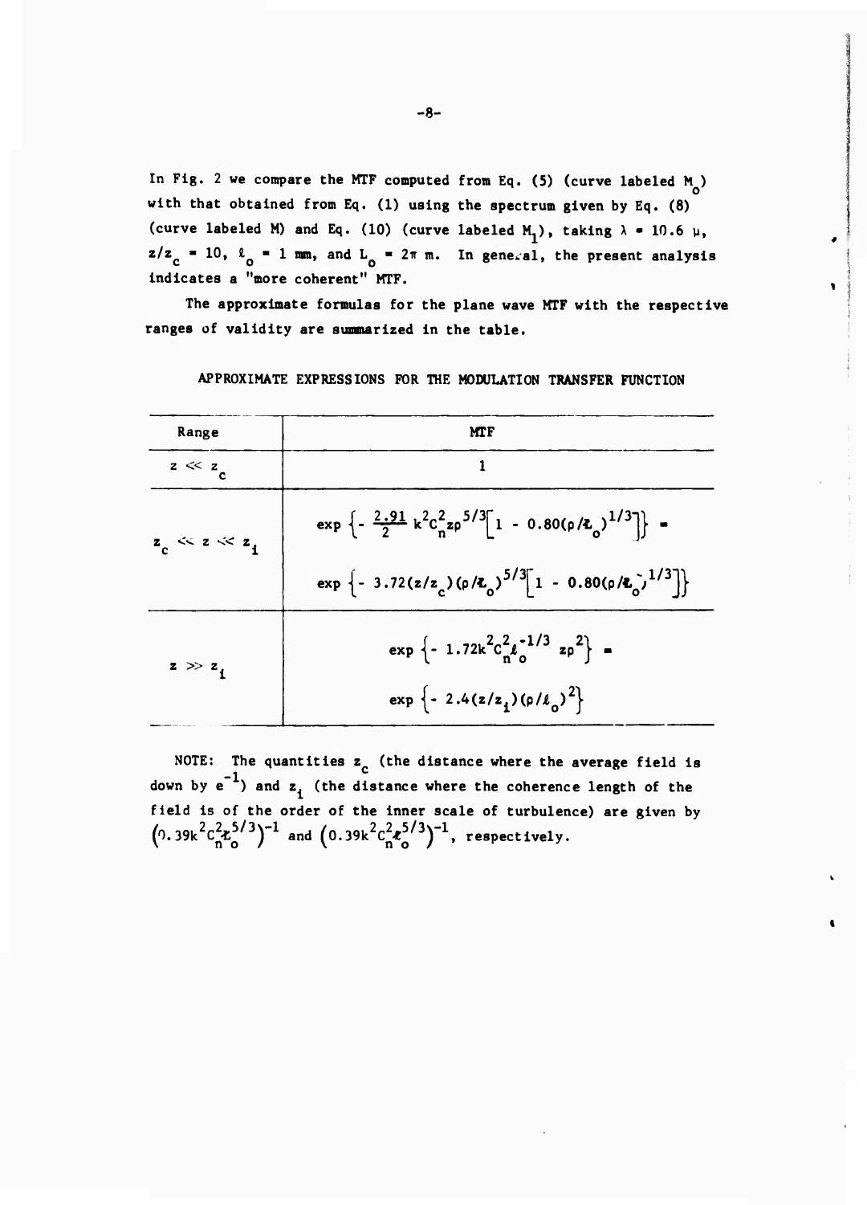In Fig. 2 we compare the MTF computed from Eq. (5) (curve labeled $M_o$) with that obtained from Eq. (1) using the spectrum given by Eq. (8) (curve labeled M) and Eq. (10) (curve labeled $M_1$), taking $\lambda = 10.6\ \mu$, $z/z_c = 10$, $\ell_o = 1$ mm, and $L_o = 2\pi$ m. In general, the present analysis indicates a "more coherent" MTF.

The approximate formulas for the plane wave MTF with the respective ranges of validity are summarized in the table.

APPROXIMATE EXPRESSIONS FOR THE MODULATION TRANSFER FUNCTION

| Range | MTF |
|---|---|
| $z \ll z_c$ | 1 |
| $z_c \ll z \ll z_i$ | $\exp\left\{-\frac{2.91}{2} k^2 C_n^2 z \rho^{5/3}\left[1 - 0.80(\rho/\ell_o)^{1/3}\right]\right\} =$ $\exp\left\{-3.72(z/z_c)(\rho/\ell_o)^{5/3}\left[1 - 0.80(\rho/\ell_o)^{1/3}\right]\right\}$ |
| $z \gg z_i$ | $\exp\left\{-1.72 k^2 C_n^2 \ell_o^{-1/3} z \rho^2\right\} =$ $\exp\left\{-2.4(z/z_i)(\rho/\ell_o)^2\right\}$ |

NOTE: The quantities $z_c$ (the distance where the average field is down by $e^{-1}$) and $z_i$ (the distance where the coherence length of the field is of the order of the inner scale of turbulence) are given by $\left(0.39k^2C_n^2\ell_o^{5/3}\right)^{-1}$ and $\left(0.39k^2C_n^2\ell_o^{5/3}\right)^{-1}$, respectively.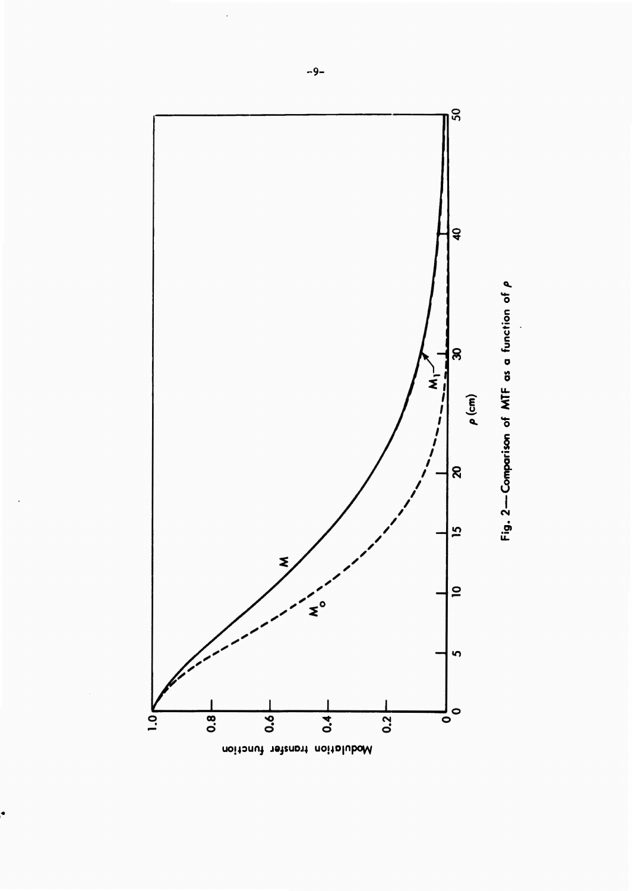Fig. 2 — Comparison of MTF as a function of $\rho$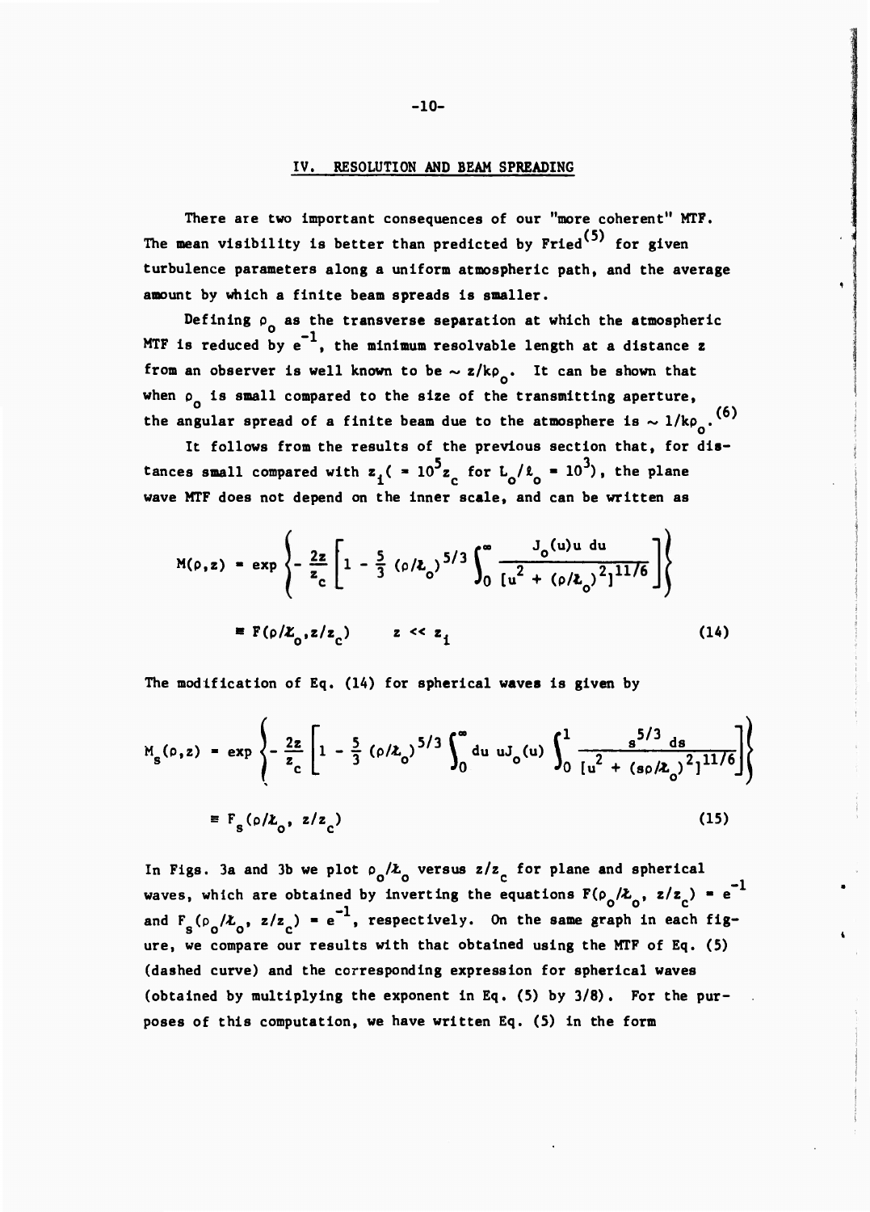## IV. RESOLUTION AND BEAM SPREADING

There are two important consequences of our "more coherent" MTF. The mean visibility is better than predicted by Fried[5] for given turbulence parameters along a uniform atmospheric path, and the average amount by which a finite beam spreads is smaller.

Defining $\rho_o$ as the transverse separation at which the atmospheric MTF is reduced by $e^{-1}$, the minimum resolvable length at a distance $z$ from an observer is well known to be $\sim z/k\rho_o$. It can be shown that when $\rho_o$ is small compared to the size of the transmitting aperture, the angular spread of a finite beam due to the atmosphere is $\sim 1/k\rho_o$.[6]

It follows from the results of the previous section that, for distances small compared with $z_i (= 10^5 z_c$ for $L_o/\ell_o = 10^3)$, the plane wave MTF does not depend on the inner scale, and can be written as

$$M(\rho,z) = \exp\left\{-\frac{2z}{z_c}\left[1 - \frac{5}{3}(\rho/\ell_o)^{5/3}\int_0^\infty \frac{J_o(u)u\,du}{[u^2 + (\rho/\ell_o)^2]^{11/6}}\right]\right\}$$

$$\equiv F(\rho/\ell_o, z/z_c) \qquad z << z_i \tag{14}$$

The modification of Eq. (14) for spherical waves is given by

$$M_s(\rho,z) = \exp\left\{-\frac{2z}{z_c}\left[1 - \frac{5}{3}(\rho/\ell_o)^{5/3}\int_0^\infty du\, uJ_o(u)\int_0^1 \frac{s^{5/3}\,ds}{[u^2 + (s\rho/\ell_o)^2]^{11/6}}\right]\right\}$$

$$\equiv F_s(\rho/\ell_o, z/z_c) \tag{15}$$

In Figs. 3a and 3b we plot $\rho_o/\ell_o$ versus $z/z_c$ for plane and spherical waves, which are obtained by inverting the equations $F(\rho_o/\ell_o, z/z_c) = e^{-1}$ and $F_s(\rho_o/\ell_o, z/z_c) = e^{-1}$, respectively. On the same graph in each figure, we compare our results with that obtained using the MTF of Eq. (5) (dashed curve) and the corresponding expression for spherical waves (obtained by multiplying the exponent in Eq. (5) by 3/8). For the purposes of this computation, we have written Eq. (5) in the form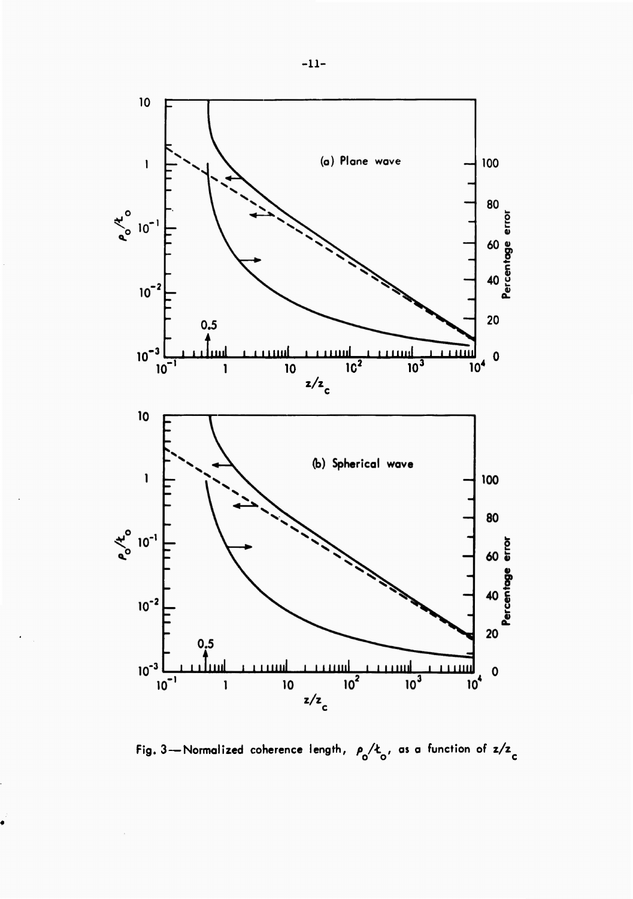Fig. 3—Normalized coherence length, $\rho_o/\ell_o$, as a function of $z/z_c$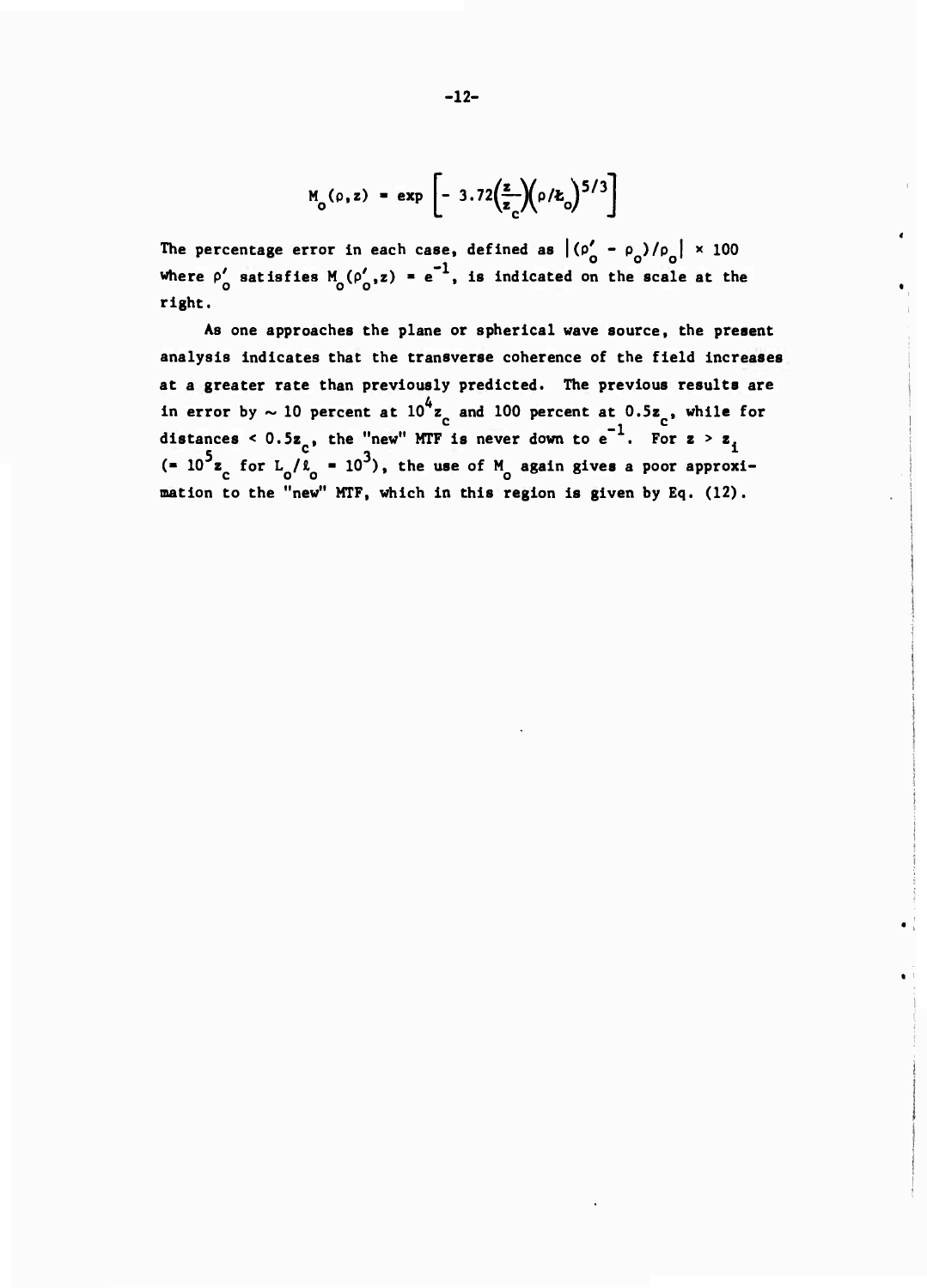$$M_o(\rho,z) = \exp\left[-\,3.72\left(\frac{z}{z_c}\right)\left(\rho/\ell_o\right)^{5/3}\right]$$

The percentage error in each case, defined as $|(\rho_o' - \rho_o)/\rho_o| \times 100$ where $\rho_o'$ satisfies $M_o(\rho_o',z) = e^{-1}$, is indicated on the scale at the right.

As one approaches the plane or spherical wave source, the present analysis indicates that the transverse coherence of the field increases at a greater rate than previously predicted. The previous results are in error by $\sim 10$ percent at $10^4 z_c$ and 100 percent at $0.5z_c$, while for distances $< 0.5z_c$, the "new" MTF is never down to $e^{-1}$. For $z > z_i$ ($= 10^5 z_c$ for $L_o/\ell_o = 10^3$), the use of $M_o$ again gives a poor approximation to the "new" MTF, which in this region is given by Eq. (12).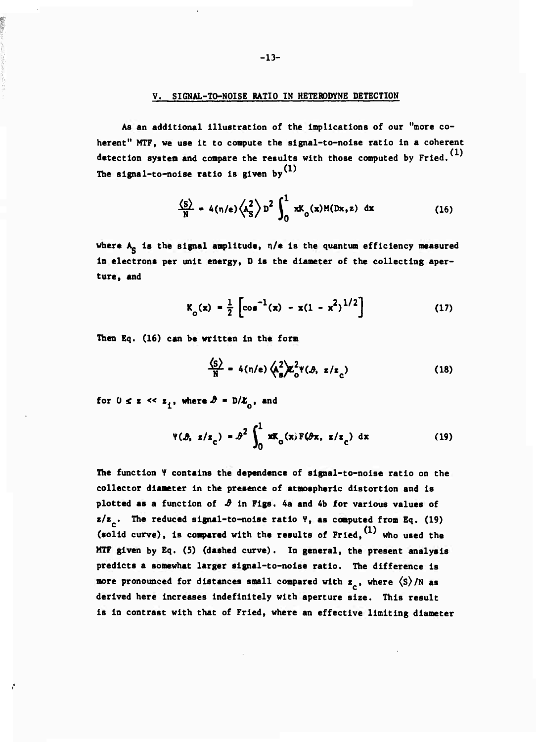## V. SIGNAL-TO-NOISE RATIO IN HETERODYNE DETECTION

As an additional illustration of the implications of our "more coherent" MTF, we use it to compute the signal-to-noise ratio in a coherent detection system and compare the results with those computed by Fried.[1] The signal-to-noise ratio is given by[1]

$$\frac{\langle S \rangle}{N} = 4(\eta/e)\left\langle A_S^2 \right\rangle D^2 \int_0^1 x K_o(x) M(Dx, z)\, dx \tag{16}$$

where $A_S$ is the signal amplitude, $\eta/e$ is the quantum efficiency measured in electrons per unit energy, D is the diameter of the collecting aperture, and

$$K_o(x) = \frac{1}{2}\left[\cos^{-1}(x) - x(1 - x^2)^{1/2}\right] \tag{17}$$

Then Eq. (16) can be written in the form

$$\frac{\langle S \rangle}{N} = 4(\eta/e)\left\langle A_s^2 \right\rangle \mathcal{L}_o^2 \Psi(\mathcal{D}, z/z_c) \tag{18}$$

for $0 \le z \ll z_1$, where $\mathcal{D} = D/\mathcal{L}_o$, and

$$\Psi(\mathcal{D}, z/z_c) = \mathcal{D}^2 \int_0^1 x K_o(x) F(\mathcal{D}x, z/z_c)\, dx \tag{19}$$

The function $\Psi$ contains the dependence of signal-to-noise ratio on the collector diameter in the presence of atmospheric distortion and is plotted as a function of $\mathcal{D}$ in Figs. 4a and 4b for various values of $z/z_c$. The reduced signal-to-noise ratio $\Psi$, as computed from Eq. (19) (solid curve), is compared with the results of Fried,[1] who used the MTF given by Eq. (5) (dashed curve). In general, the present analysis predicts a somewhat larger signal-to-noise ratio. The difference is more pronounced for distances small compared with $z_c$, where $\langle S \rangle/N$ as derived here increases indefinitely with aperture size. This result is in contrast with that of Fried, where an effective limiting diameter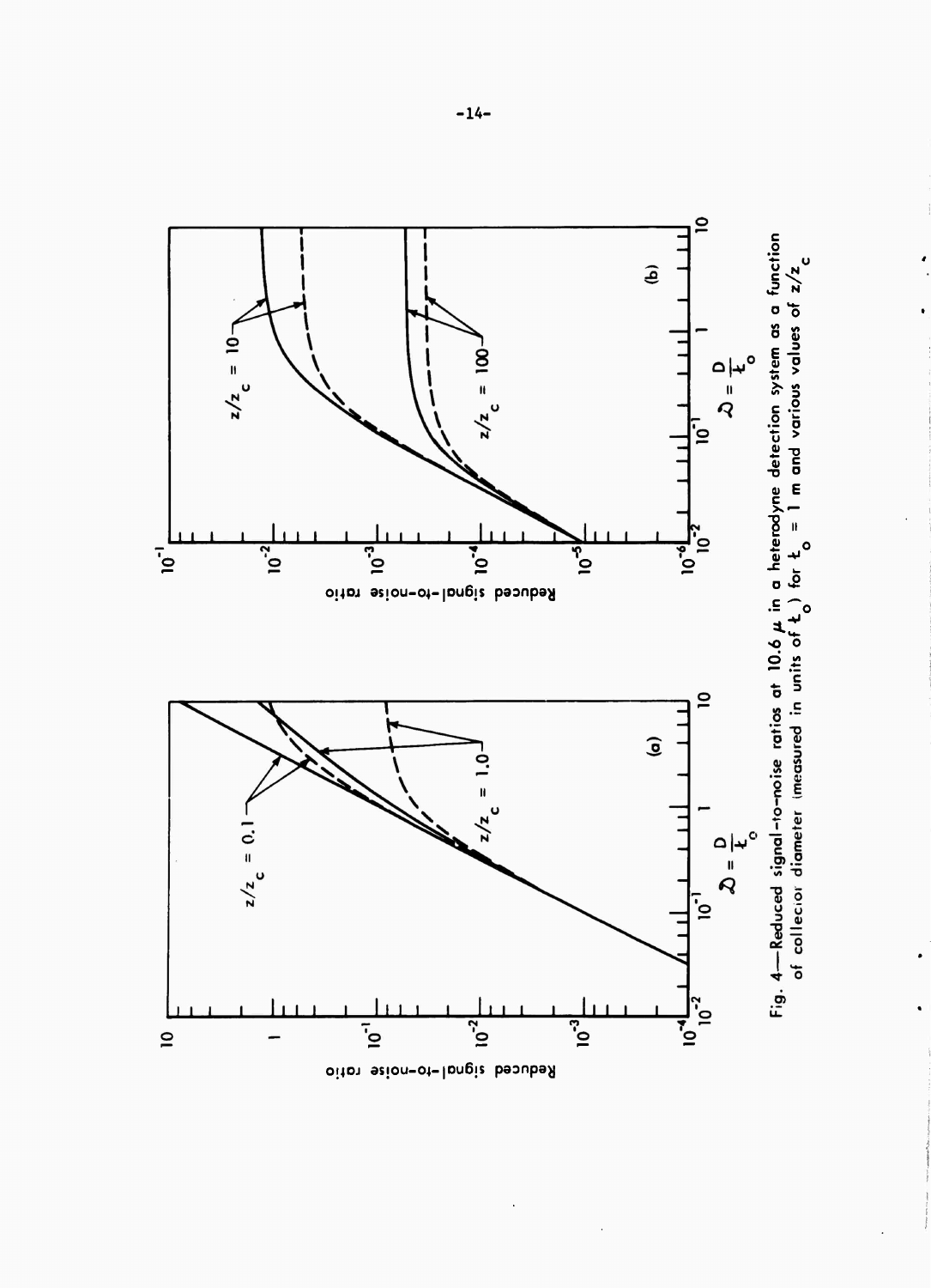Fig. 4—Reduced signal-to-noise ratios at 10.6 $\mu$ in a heterodyne detection system as a function of collector diameter (measured in units of $\ell_o$) for $\ell_o$ = 1 m and various values of $z/z_c$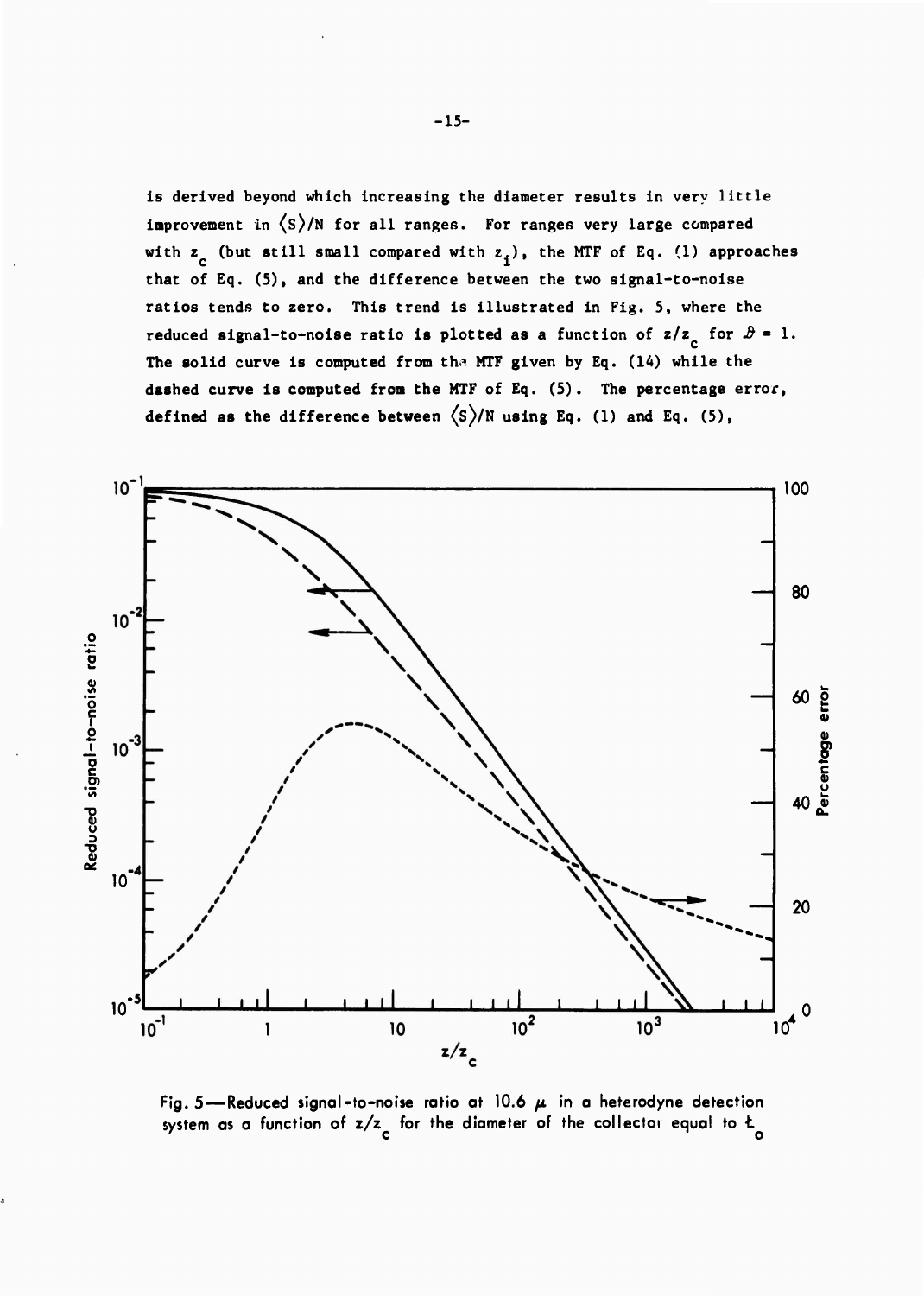is derived beyond which increasing the diameter results in very little improvement in $\langle S \rangle / N$ for all ranges. For ranges very large compared with $z_c$ (but still small compared with $z_i$), the MTF of Eq. (1) approaches that of Eq. (5), and the difference between the two signal-to-noise ratios tends to zero. This trend is illustrated in Fig. 5, where the reduced signal-to-noise ratio is plotted as a function of $z/z_c$ for $\mathcal{D} = 1$. The solid curve is computed from the MTF given by Eq. (14) while the dashed curve is computed from the MTF of Eq. (5). The percentage error, defined as the difference between $\langle S \rangle / N$ using Eq. (1) and Eq. (5),

Fig. 5—Reduced signal-to-noise ratio at 10.6 $\mu$ in a heterodyne detection system as a function of $z/z_c$ for the diameter of the collector equal to $\ell_o$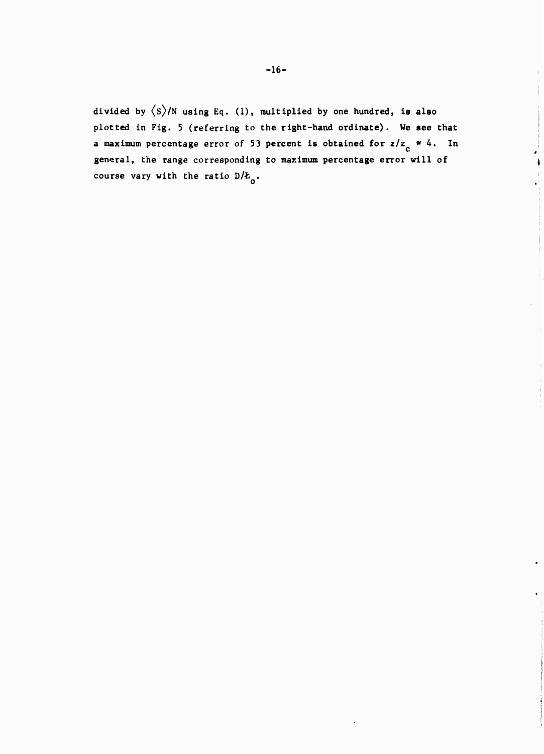divided by $\langle S \rangle / N$ using Eq. (1), multiplied by one hundred, is also plotted in Fig. 5 (referring to the right-hand ordinate). We see that a maximum percentage error of 53 percent is obtained for $z/z_c \approx 4$. In general, the range corresponding to maximum percentage error will of course vary with the ratio $D/\ell_o$.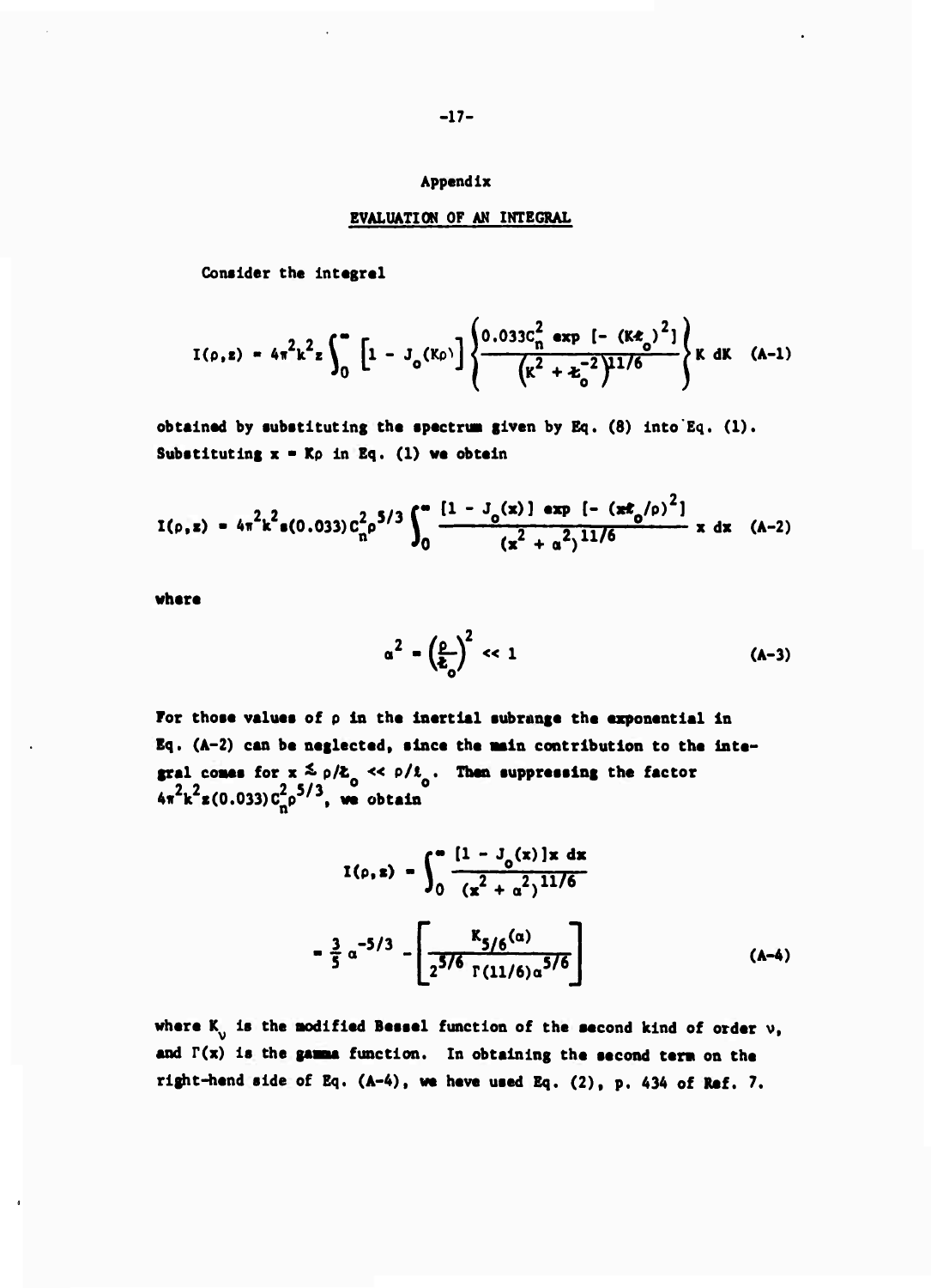## Appendix

## EVALUATION OF AN INTEGRAL

Consider the integral

$$I(\rho,z) = 4\pi^2 k^2 z \int_0^\infty \left[1 - J_0(K\rho)\right] \left\{ \frac{0.033 C_n^2 \exp\left[-(K\ell_0)^2\right]}{\left(K^2 + \ell_0^{-2}\right)^{11/6}} \right\} K \, dK \quad \text{(A-1)}$$

obtained by substituting the spectrum given by Eq. (8) into Eq. (1). Substituting $x = K\rho$ in Eq. (1) we obtain

$$I(\rho,z) = 4\pi^2 k^2 z (0.033) C_n^2 \rho^{5/3} \int_0^\infty \frac{[1 - J_0(x)] \exp\left[-(x\ell_0/\rho)^2\right]}{(x^2 + \alpha^2)^{11/6}} \, x \, dx \quad \text{(A-2)}$$

where

$$\alpha^2 = \left(\frac{\rho}{\ell_0}\right)^2 << 1 \quad \text{(A-3)}$$

For those values of $\rho$ in the inertial subrange the exponential in Eq. (A-2) can be neglected, since the main contribution to the integral comes for $x \lesssim \rho/\ell_0 << \rho/\ell_0$. Then suppressing the factor $4\pi^2 k^2 z (0.033) C_n^2 \rho^{5/3}$, we obtain

$$I(\rho,z) = \int_0^\infty \frac{[1 - J_0(x)] x \, dx}{(x^2 + \alpha^2)^{11/6}}$$

$$= \frac{3}{5} \alpha^{-5/3} - \left[\frac{K_{5/6}(\alpha)}{2^{5/6} \, \Gamma(11/6) \alpha^{5/6}}\right] \quad \text{(A-4)}$$

where $K_\nu$ is the modified Bessel function of the second kind of order $\nu$, and $\Gamma(x)$ is the gamma function. In obtaining the second term on the right-hand side of Eq. (A-4), we have used Eq. (2), p. 434 of Ref. 7.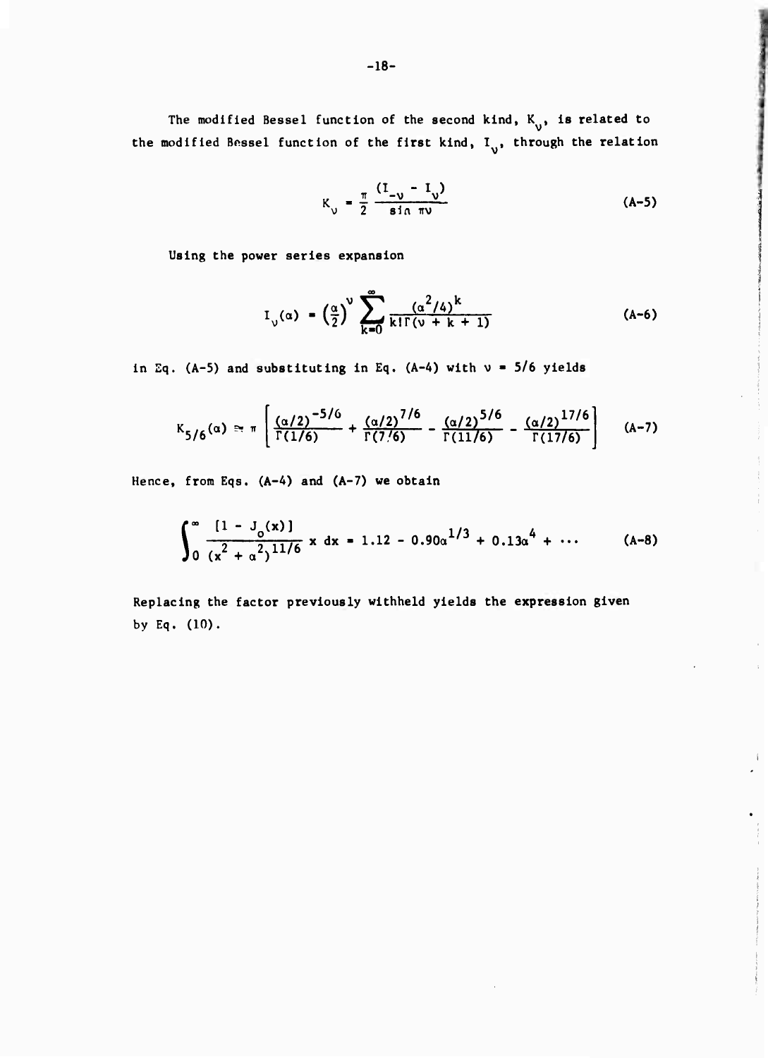The modified Bessel function of the second kind, $K_\nu$, is related to the modified Bessel function of the first kind, $I_\nu$, through the relation

$$K_\nu = \frac{\pi}{2} \frac{(I_{-\nu} - I_\nu)}{\sin \pi\nu} \tag{A-5}$$

Using the power series expansion

$$I_\nu(\alpha) = \left(\frac{\alpha}{2}\right)^\nu \sum_{k=0}^{\infty} \frac{(\alpha^2/4)^k}{k!\Gamma(\nu + k + 1)} \tag{A-6}$$

in Eq. (A-5) and substituting in Eq. (A-4) with $\nu = 5/6$ yields

$$K_{5/6}(\alpha) \simeq \pi \left[ \frac{(\alpha/2)^{-5/6}}{\Gamma(1/6)} + \frac{(\alpha/2)^{7/6}}{\Gamma(7/6)} - \frac{(\alpha/2)^{5/6}}{\Gamma(11/6)} - \frac{(\alpha/2)^{17/6}}{\Gamma(17/6)} \right] \tag{A-7}$$

Hence, from Eqs. (A-4) and (A-7) we obtain

$$\int_0^\infty \frac{[1 - J_0(x)]}{(x^2 + \alpha^2)^{11/6}} \, x \, dx = 1.12 - 0.90\alpha^{1/3} + 0.13\alpha^4 + \cdots \tag{A-8}$$

Replacing the factor previously withheld yields the expression given by Eq. (10).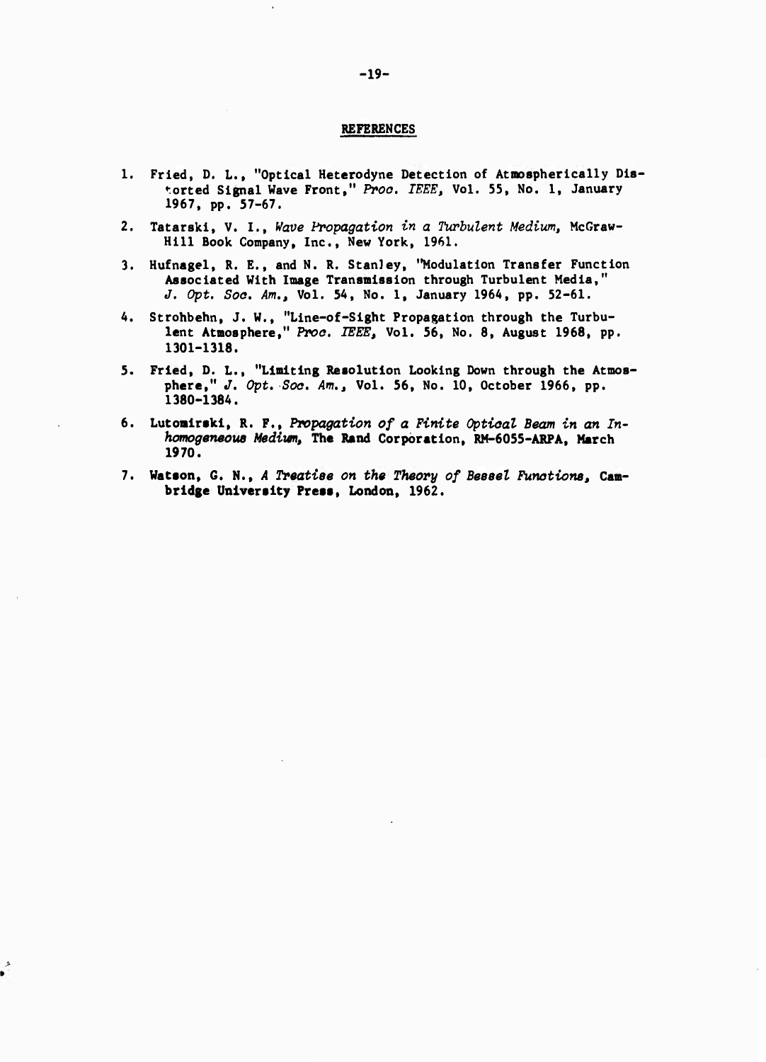## REFERENCES

1. Fried, D. L., "Optical Heterodyne Detection of Atmospherically Distorted Signal Wave Front," *Proc. IEEE*, Vol. 55, No. 1, January 1967, pp. 57-67.
2. Tatarski, V. I., *Wave Propagation in a Turbulent Medium*, McGraw-Hill Book Company, Inc., New York, 1961.
3. Hufnagel, R. E., and N. R. Stanley, "Modulation Transfer Function Associated With Image Transmission through Turbulent Media," *J. Opt. Soc. Am.*, Vol. 54, No. 1, January 1964, pp. 52-61.
4. Strohbehn, J. W., "Line-of-Sight Propagation through the Turbulent Atmosphere," *Proc. IEEE*, Vol. 56, No. 8, August 1968, pp. 1301-1318.
5. Fried, D. L., "Limiting Resolution Looking Down through the Atmosphere," *J. Opt. Soc. Am.*, Vol. 56, No. 10, October 1966, pp. 1380-1384.
6. Lutomirski, R. F., *Propagation of a Finite Optical Beam in an Inhomogeneous Medium*, The Rand Corporation, RM-6055-ARPA, March 1970.
7. Watson, G. N., *A Treatise on the Theory of Bessel Functions*, Cambridge University Press, London, 1962.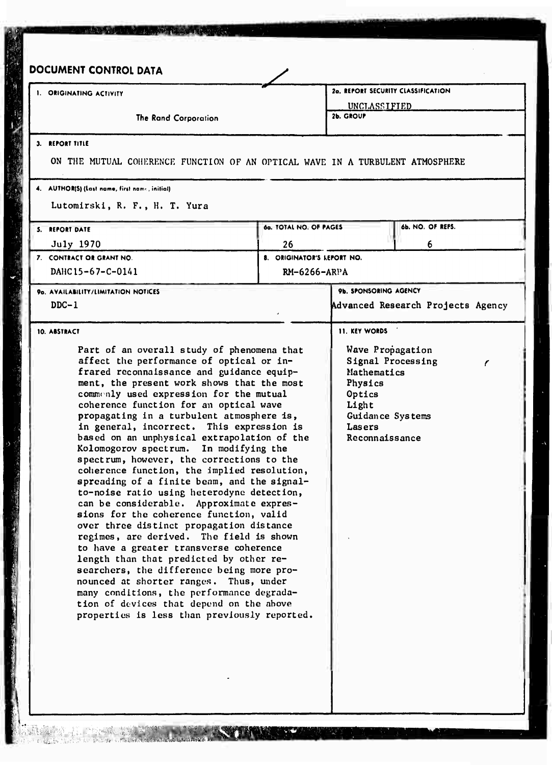# DOCUMENT CONTROL DATA

| | |
|---|---|
| 1. ORIGINATING ACTIVITY<br><br>The Rand Corporation | 2a. REPORT SECURITY CLASSIFICATION<br>UNCLASSIFIED<br>2b. GROUP |

3. REPORT TITLE

ON THE MUTUAL COHERENCE FUNCTION OF AN OPTICAL WAVE IN A TURBULENT ATMOSPHERE

4. AUTHOR(S) (Last name, first name, initial)

Lutomirski, R. F., H. T. Yura

| | | |
|---|---|---|
| 5. REPORT DATE<br>July 1970 | 6a. TOTAL NO. OF PAGES<br>26 | 6b. NO. OF REFS.<br>6 |
| 7. CONTRACT OR GRANT NO.<br>DAHC15-67-C-0141 | 8. ORIGINATOR'S REPORT NO.<br>RM-6266-ARPA | |

| | |
|---|---|
| 9a. AVAILABILITY/LIMITATION NOTICES<br>DDC-1 | 9b. SPONSORING AGENCY<br>Advanced Research Projects Agency |

10. ABSTRACT

Part of an overall study of phenomena that affect the performance of optical or infrared reconnaissance and guidance equipment, the present work shows that the most commonly used expression for the mutual coherence function for an optical wave propagating in a turbulent atmosphere is, in general, incorrect. This expression is based on an unphysical extrapolation of the Kolomogorov spectrum. In modifying the spectrum, however, the corrections to the coherence function, the implied resolution, spreading of a finite beam, and the signal-to-noise ratio using heterodyne detection, can be considerable. Approximate expressions for the coherence function, valid over three distinct propagation distance regimes, are derived. The field is shown to have a greater transverse coherence length than that predicted by other researchers, the difference being more pronounced at shorter ranges. Thus, under many conditions, the performance degradation of devices that depend on the above properties is less than previously reported.

11. KEY WORDS

Wave Propagation
Signal Processing
Mathematics
Physics
Optics
Light
Guidance Systems
Lasers
Reconnaissance